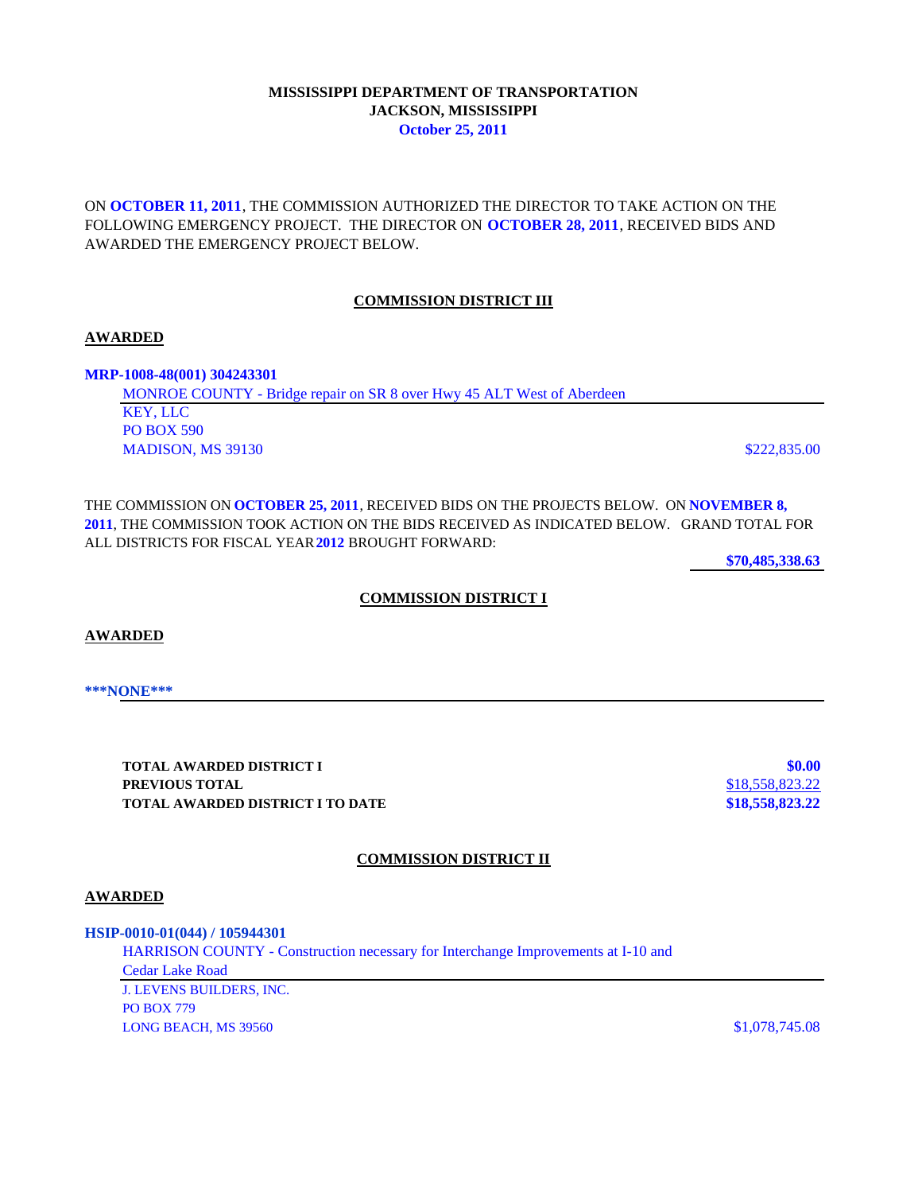**MISSISSIPPI DEPARTMENT OF TRANSPORTATION**
**JACKSON, MISSISSIPPI**
**October 25, 2011**

ON **OCTOBER 11, 2011**, THE COMMISSION AUTHORIZED THE DIRECTOR TO TAKE ACTION ON THE FOLLOWING EMERGENCY PROJECT. THE DIRECTOR ON **OCTOBER 28, 2011**, RECEIVED BIDS AND AWARDED THE EMERGENCY PROJECT BELOW.

## COMMISSION DISTRICT III

### AWARDED

**MRP-1008-48(001) 304243301**

MONROE COUNTY - Bridge repair on SR 8 over Hwy 45 ALT West of Aberdeen

KEY, LLC
PO BOX 590
MADISON, MS 39130 — $222,835.00

THE COMMISSION ON **OCTOBER 25, 2011**, RECEIVED BIDS ON THE PROJECTS BELOW. ON **NOVEMBER 8, 2011**, THE COMMISSION TOOK ACTION ON THE BIDS RECEIVED AS INDICATED BELOW. GRAND TOTAL FOR ALL DISTRICTS FOR FISCAL YEAR **2012** BROUGHT FORWARD:

**$70,485,338.63**

## COMMISSION DISTRICT I

### AWARDED

*****NONE*****

| | |
|---|---|
| **TOTAL AWARDED DISTRICT I** | **$0.00** |
| **PREVIOUS TOTAL** | $18,558,823.22 |
| **TOTAL AWARDED DISTRICT I TO DATE** | **$18,558,823.22** |

## COMMISSION DISTRICT II

### AWARDED

**HSIP-0010-01(044) / 105944301**

HARRISON COUNTY - Construction necessary for Interchange Improvements at I-10 and Cedar Lake Road

J. LEVENS BUILDERS, INC.
PO BOX 779
LONG BEACH, MS 39560 — $1,078,745.08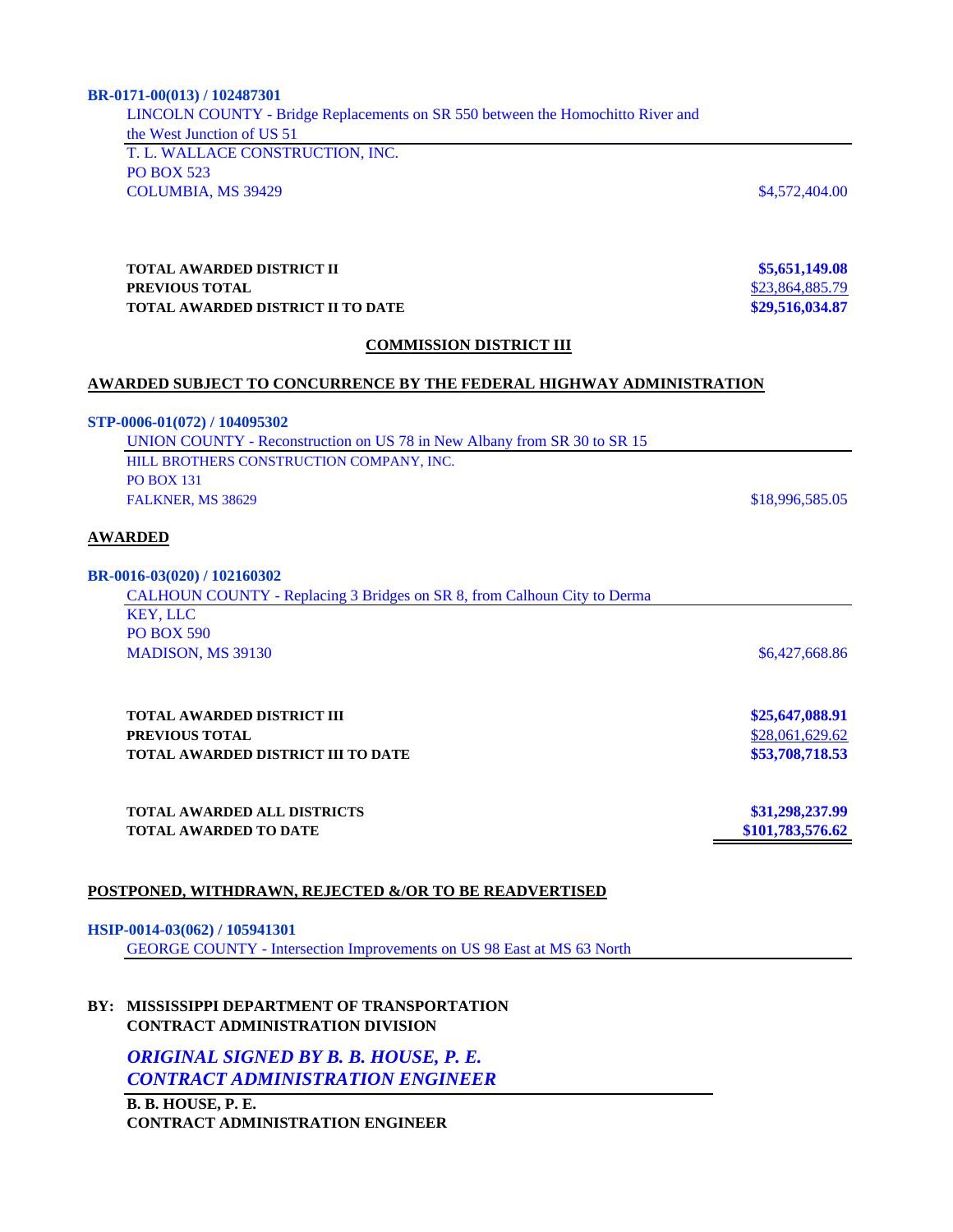**BR-0171-00(013) / 102487301**

LINCOLN COUNTY - Bridge Replacements on SR 550 between the Homochitto River and the West Junction of US 51

T. L. WALLACE CONSTRUCTION, INC.
PO BOX 523
COLUMBIA, MS 39429 — $4,572,404.00

| | |
|---|---|
| **TOTAL AWARDED DISTRICT II** | **$5,651,149.08** |
| **PREVIOUS TOTAL** | $23,864,885.79 |
| **TOTAL AWARDED DISTRICT II TO DATE** | **$29,516,034.87** |

## COMMISSION DISTRICT III

### AWARDED SUBJECT TO CONCURRENCE BY THE FEDERAL HIGHWAY ADMINISTRATION

**STP-0006-01(072) / 104095302**

UNION COUNTY - Reconstruction on US 78 in New Albany from SR 30 to SR 15

HILL BROTHERS CONSTRUCTION COMPANY, INC.
PO BOX 131
FALKNER, MS 38629 — $18,996,585.05

### AWARDED

**BR-0016-03(020) / 102160302**

CALHOUN COUNTY - Replacing 3 Bridges on SR 8, from Calhoun City to Derma

KEY, LLC
PO BOX 590
MADISON, MS 39130 — $6,427,668.86

| | |
|---|---|
| **TOTAL AWARDED DISTRICT III** | **$25,647,088.91** |
| **PREVIOUS TOTAL** | $28,061,629.62 |
| **TOTAL AWARDED DISTRICT III TO DATE** | **$53,708,718.53** |

| | |
|---|---|
| **TOTAL AWARDED ALL DISTRICTS** | **$31,298,237.99** |
| **TOTAL AWARDED TO DATE** | **$101,783,576.62** |

### POSTPONED, WITHDRAWN, REJECTED &/OR TO BE READVERTISED

**HSIP-0014-03(062) / 105941301**

GEORGE COUNTY - Intersection Improvements on US 98 East at MS 63 North

**BY: MISSISSIPPI DEPARTMENT OF TRANSPORTATION
CONTRACT ADMINISTRATION DIVISION**

***ORIGINAL SIGNED BY B. B. HOUSE, P. E.
CONTRACT ADMINISTRATION ENGINEER***

**B. B. HOUSE, P. E.
CONTRACT ADMINISTRATION ENGINEER**